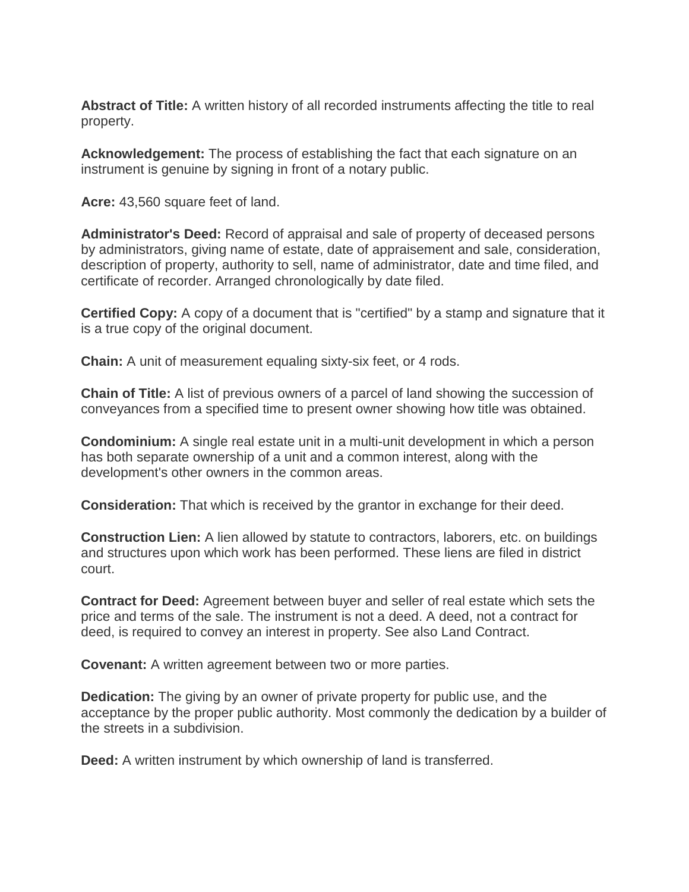**Abstract of Title:** A written history of all recorded instruments affecting the title to real property.

**Acknowledgement:** The process of establishing the fact that each signature on an instrument is genuine by signing in front of a notary public.

**Acre:** 43,560 square feet of land.

**Administrator's Deed:** Record of appraisal and sale of property of deceased persons by administrators, giving name of estate, date of appraisement and sale, consideration, description of property, authority to sell, name of administrator, date and time filed, and certificate of recorder. Arranged chronologically by date filed.

**Certified Copy:** A copy of a document that is "certified" by a stamp and signature that it is a true copy of the original document.

**Chain:** A unit of measurement equaling sixty-six feet, or 4 rods.

**Chain of Title:** A list of previous owners of a parcel of land showing the succession of conveyances from a specified time to present owner showing how title was obtained.

**Condominium:** A single real estate unit in a multi-unit development in which a person has both separate ownership of a unit and a common interest, along with the development's other owners in the common areas.

**Consideration:** That which is received by the grantor in exchange for their deed.

**Construction Lien:** A lien allowed by statute to contractors, laborers, etc. on buildings and structures upon which work has been performed. These liens are filed in district court.

**Contract for Deed:** Agreement between buyer and seller of real estate which sets the price and terms of the sale. The instrument is not a deed. A deed, not a contract for deed, is required to convey an interest in property. See also Land Contract.

**Covenant:** A written agreement between two or more parties.

**Dedication:** The giving by an owner of private property for public use, and the acceptance by the proper public authority. Most commonly the dedication by a builder of the streets in a subdivision.

**Deed:** A written instrument by which ownership of land is transferred.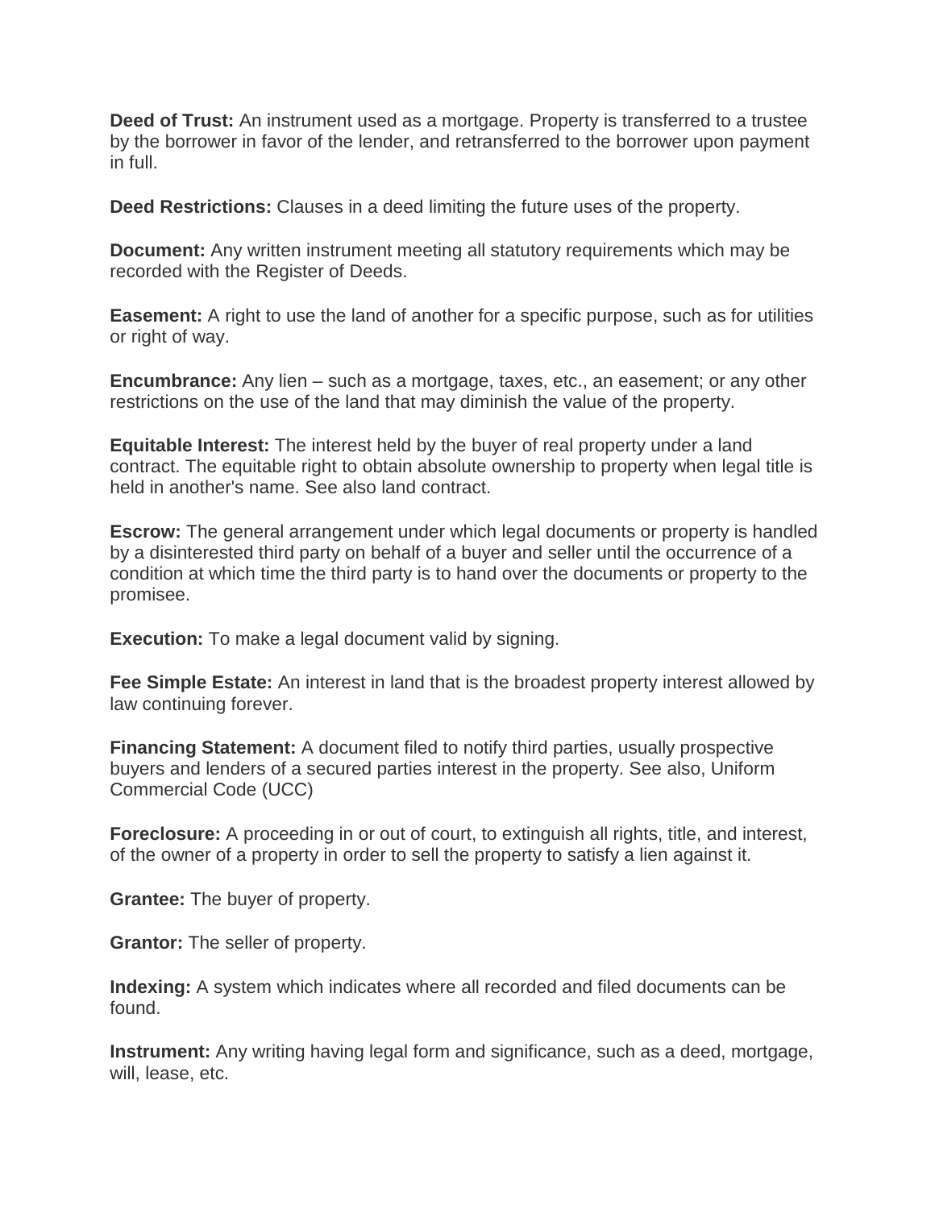**Deed of Trust:** An instrument used as a mortgage. Property is transferred to a trustee by the borrower in favor of the lender, and retransferred to the borrower upon payment in full.

**Deed Restrictions:** Clauses in a deed limiting the future uses of the property.

**Document:** Any written instrument meeting all statutory requirements which may be recorded with the Register of Deeds.

**Easement:** A right to use the land of another for a specific purpose, such as for utilities or right of way.

**Encumbrance:** Any lien – such as a mortgage, taxes, etc., an easement; or any other restrictions on the use of the land that may diminish the value of the property.

**Equitable Interest:** The interest held by the buyer of real property under a land contract. The equitable right to obtain absolute ownership to property when legal title is held in another's name. See also land contract.

**Escrow:** The general arrangement under which legal documents or property is handled by a disinterested third party on behalf of a buyer and seller until the occurrence of a condition at which time the third party is to hand over the documents or property to the promisee.

**Execution:** To make a legal document valid by signing.

**Fee Simple Estate:** An interest in land that is the broadest property interest allowed by law continuing forever.

**Financing Statement:** A document filed to notify third parties, usually prospective buyers and lenders of a secured parties interest in the property. See also, Uniform Commercial Code (UCC)

**Foreclosure:** A proceeding in or out of court, to extinguish all rights, title, and interest, of the owner of a property in order to sell the property to satisfy a lien against it.

**Grantee:** The buyer of property.

**Grantor:** The seller of property.

**Indexing:** A system which indicates where all recorded and filed documents can be found.

**Instrument:** Any writing having legal form and significance, such as a deed, mortgage, will, lease, etc.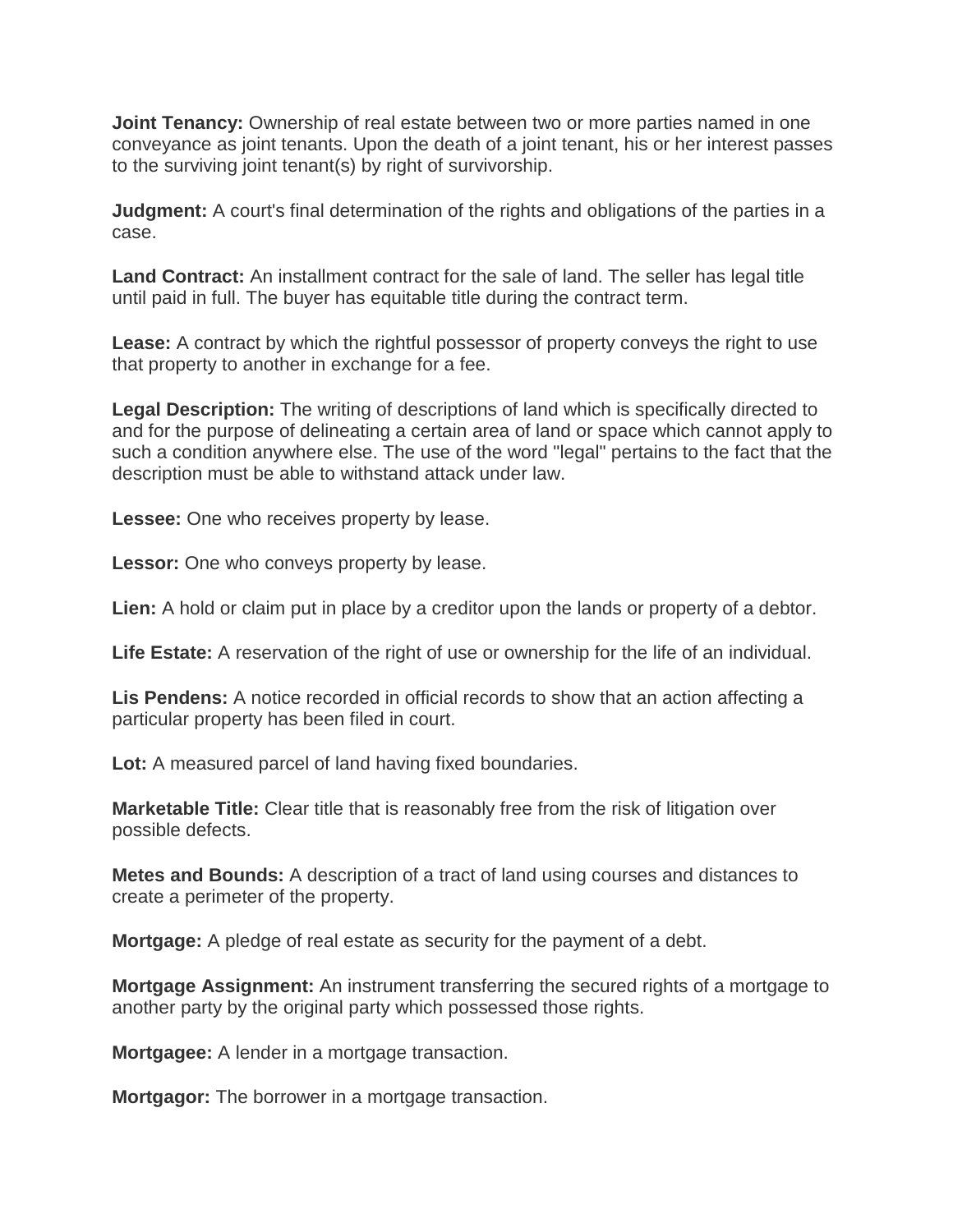**Joint Tenancy:** Ownership of real estate between two or more parties named in one conveyance as joint tenants. Upon the death of a joint tenant, his or her interest passes to the surviving joint tenant(s) by right of survivorship.

**Judgment:** A court's final determination of the rights and obligations of the parties in a case.

**Land Contract:** An installment contract for the sale of land. The seller has legal title until paid in full. The buyer has equitable title during the contract term.

**Lease:** A contract by which the rightful possessor of property conveys the right to use that property to another in exchange for a fee.

**Legal Description:** The writing of descriptions of land which is specifically directed to and for the purpose of delineating a certain area of land or space which cannot apply to such a condition anywhere else. The use of the word "legal" pertains to the fact that the description must be able to withstand attack under law.

**Lessee:** One who receives property by lease.

**Lessor:** One who conveys property by lease.

**Lien:** A hold or claim put in place by a creditor upon the lands or property of a debtor.

**Life Estate:** A reservation of the right of use or ownership for the life of an individual.

**Lis Pendens:** A notice recorded in official records to show that an action affecting a particular property has been filed in court.

**Lot:** A measured parcel of land having fixed boundaries.

**Marketable Title:** Clear title that is reasonably free from the risk of litigation over possible defects.

**Metes and Bounds:** A description of a tract of land using courses and distances to create a perimeter of the property.

**Mortgage:** A pledge of real estate as security for the payment of a debt.

**Mortgage Assignment:** An instrument transferring the secured rights of a mortgage to another party by the original party which possessed those rights.

**Mortgagee:** A lender in a mortgage transaction.

**Mortgagor:** The borrower in a mortgage transaction.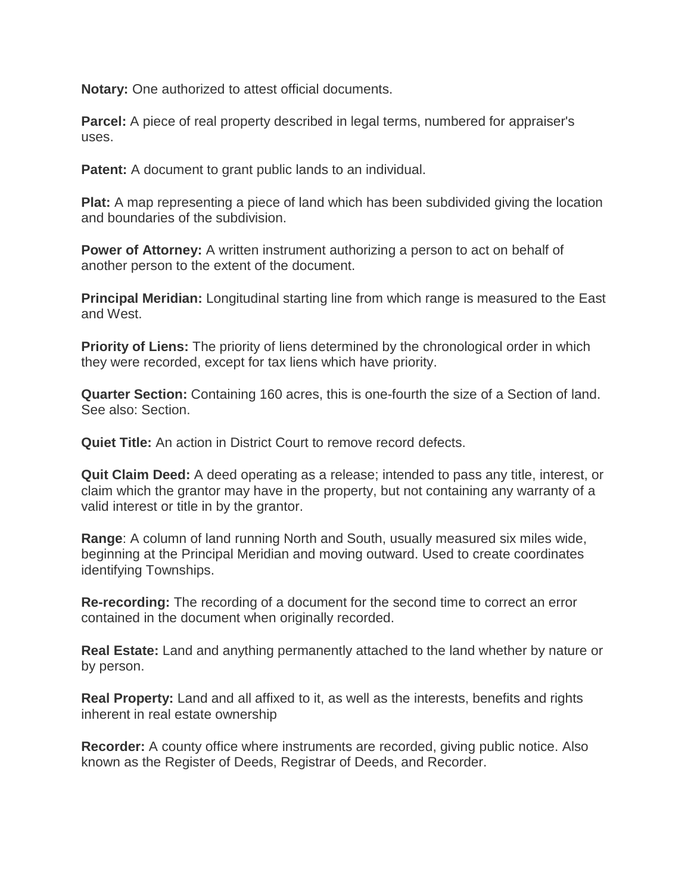**Notary:** One authorized to attest official documents.

**Parcel:** A piece of real property described in legal terms, numbered for appraiser's uses.

**Patent:** A document to grant public lands to an individual.

**Plat:** A map representing a piece of land which has been subdivided giving the location and boundaries of the subdivision.

**Power of Attorney:** A written instrument authorizing a person to act on behalf of another person to the extent of the document.

**Principal Meridian:** Longitudinal starting line from which range is measured to the East and West.

**Priority of Liens:** The priority of liens determined by the chronological order in which they were recorded, except for tax liens which have priority.

**Quarter Section:** Containing 160 acres, this is one-fourth the size of a Section of land. See also: Section.

**Quiet Title:** An action in District Court to remove record defects.

**Quit Claim Deed:** A deed operating as a release; intended to pass any title, interest, or claim which the grantor may have in the property, but not containing any warranty of a valid interest or title in by the grantor.

**Range**: A column of land running North and South, usually measured six miles wide, beginning at the Principal Meridian and moving outward. Used to create coordinates identifying Townships.

**Re-recording:** The recording of a document for the second time to correct an error contained in the document when originally recorded.

**Real Estate:** Land and anything permanently attached to the land whether by nature or by person.

**Real Property:** Land and all affixed to it, as well as the interests, benefits and rights inherent in real estate ownership

**Recorder:** A county office where instruments are recorded, giving public notice. Also known as the Register of Deeds, Registrar of Deeds, and Recorder.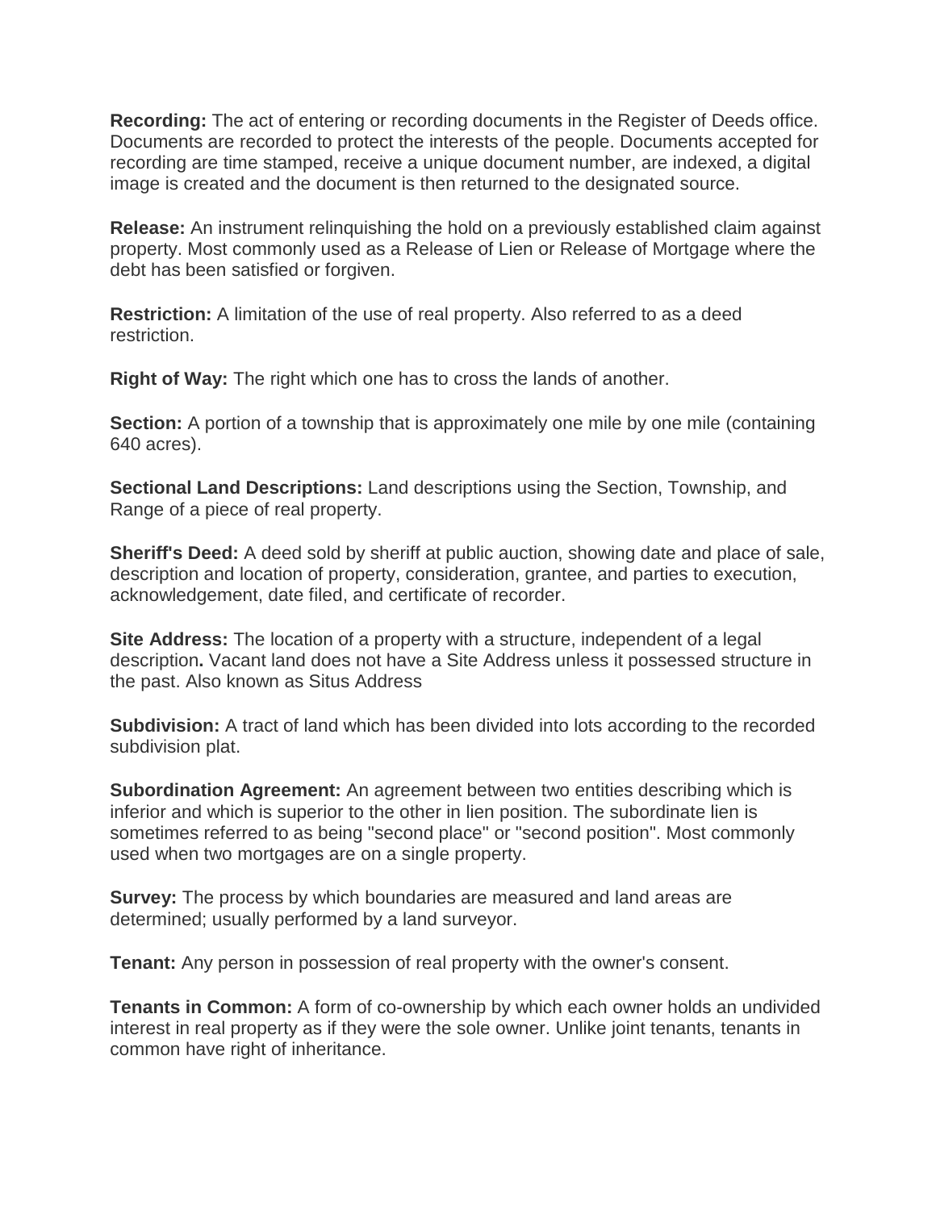**Recording:** The act of entering or recording documents in the Register of Deeds office. Documents are recorded to protect the interests of the people. Documents accepted for recording are time stamped, receive a unique document number, are indexed, a digital image is created and the document is then returned to the designated source.

**Release:** An instrument relinquishing the hold on a previously established claim against property. Most commonly used as a Release of Lien or Release of Mortgage where the debt has been satisfied or forgiven.

**Restriction:** A limitation of the use of real property. Also referred to as a deed restriction.

**Right of Way:** The right which one has to cross the lands of another.

**Section:** A portion of a township that is approximately one mile by one mile (containing 640 acres).

**Sectional Land Descriptions:** Land descriptions using the Section, Township, and Range of a piece of real property.

**Sheriff's Deed:** A deed sold by sheriff at public auction, showing date and place of sale, description and location of property, consideration, grantee, and parties to execution, acknowledgement, date filed, and certificate of recorder.

**Site Address:** The location of a property with a structure, independent of a legal description**.** Vacant land does not have a Site Address unless it possessed structure in the past. Also known as Situs Address

**Subdivision:** A tract of land which has been divided into lots according to the recorded subdivision plat.

**Subordination Agreement:** An agreement between two entities describing which is inferior and which is superior to the other in lien position. The subordinate lien is sometimes referred to as being "second place" or "second position". Most commonly used when two mortgages are on a single property.

**Survey:** The process by which boundaries are measured and land areas are determined; usually performed by a land surveyor.

**Tenant:** Any person in possession of real property with the owner's consent.

**Tenants in Common:** A form of co-ownership by which each owner holds an undivided interest in real property as if they were the sole owner. Unlike joint tenants, tenants in common have right of inheritance.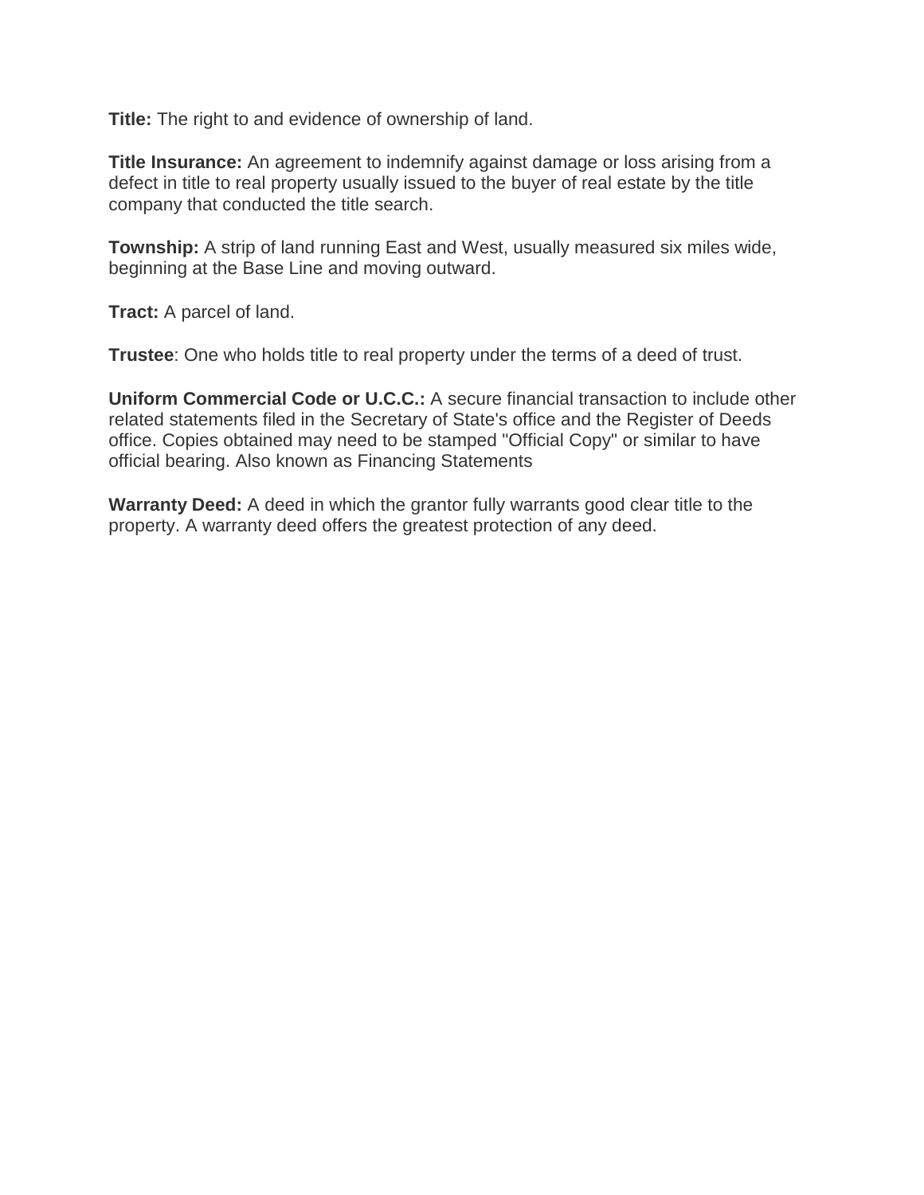**Title:** The right to and evidence of ownership of land.

**Title Insurance:** An agreement to indemnify against damage or loss arising from a defect in title to real property usually issued to the buyer of real estate by the title company that conducted the title search.

**Township:** A strip of land running East and West, usually measured six miles wide, beginning at the Base Line and moving outward.

**Tract:** A parcel of land.

**Trustee**: One who holds title to real property under the terms of a deed of trust.

**Uniform Commercial Code or U.C.C.:** A secure financial transaction to include other related statements filed in the Secretary of State's office and the Register of Deeds office. Copies obtained may need to be stamped "Official Copy" or similar to have official bearing. Also known as Financing Statements

**Warranty Deed:** A deed in which the grantor fully warrants good clear title to the property. A warranty deed offers the greatest protection of any deed.